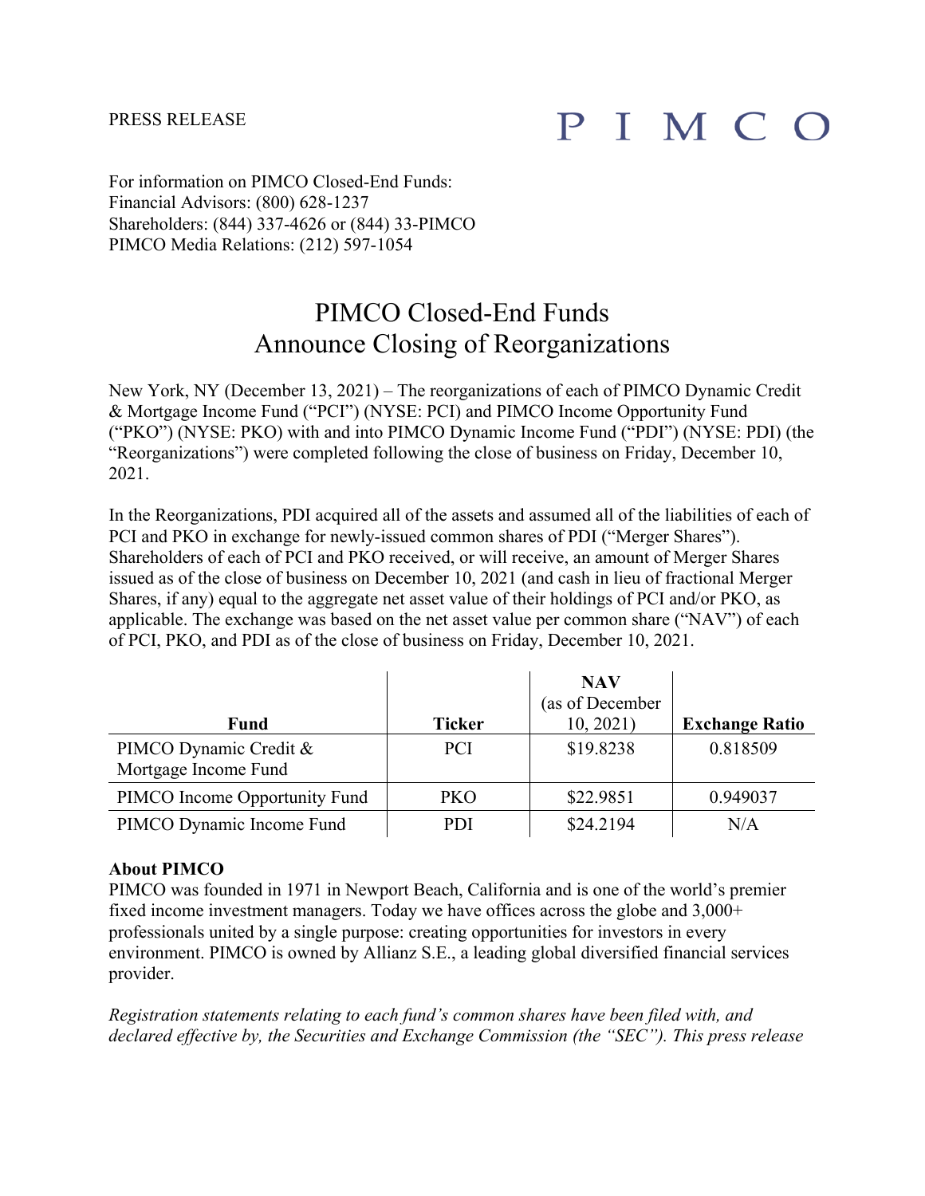PRESS RELEASE

PIMCO

For information on PIMCO Closed-End Funds:
Financial Advisors: (800) 628-1237
Shareholders: (844) 337-4626 or (844) 33-PIMCO
PIMCO Media Relations: (212) 597-1054

# PIMCO Closed-End Funds Announce Closing of Reorganizations

New York, NY (December 13, 2021) – The reorganizations of each of PIMCO Dynamic Credit & Mortgage Income Fund ("PCI") (NYSE: PCI) and PIMCO Income Opportunity Fund ("PKO") (NYSE: PKO) with and into PIMCO Dynamic Income Fund ("PDI") (NYSE: PDI) (the "Reorganizations") were completed following the close of business on Friday, December 10, 2021.

In the Reorganizations, PDI acquired all of the assets and assumed all of the liabilities of each of PCI and PKO in exchange for newly-issued common shares of PDI ("Merger Shares"). Shareholders of each of PCI and PKO received, or will receive, an amount of Merger Shares issued as of the close of business on December 10, 2021 (and cash in lieu of fractional Merger Shares, if any) equal to the aggregate net asset value of their holdings of PCI and/or PKO, as applicable. The exchange was based on the net asset value per common share ("NAV") of each of PCI, PKO, and PDI as of the close of business on Friday, December 10, 2021.

| Fund | Ticker | NAV (as of December 10, 2021) | Exchange Ratio |
|---|---|---|---|
| PIMCO Dynamic Credit & Mortgage Income Fund | PCI | $19.8238 | 0.818509 |
| PIMCO Income Opportunity Fund | PKO | $22.9851 | 0.949037 |
| PIMCO Dynamic Income Fund | PDI | $24.2194 | N/A |

**About PIMCO**
PIMCO was founded in 1971 in Newport Beach, California and is one of the world's premier fixed income investment managers. Today we have offices across the globe and 3,000+ professionals united by a single purpose: creating opportunities for investors in every environment. PIMCO is owned by Allianz S.E., a leading global diversified financial services provider.

*Registration statements relating to each fund's common shares have been filed with, and declared effective by, the Securities and Exchange Commission (the "SEC"). This press release*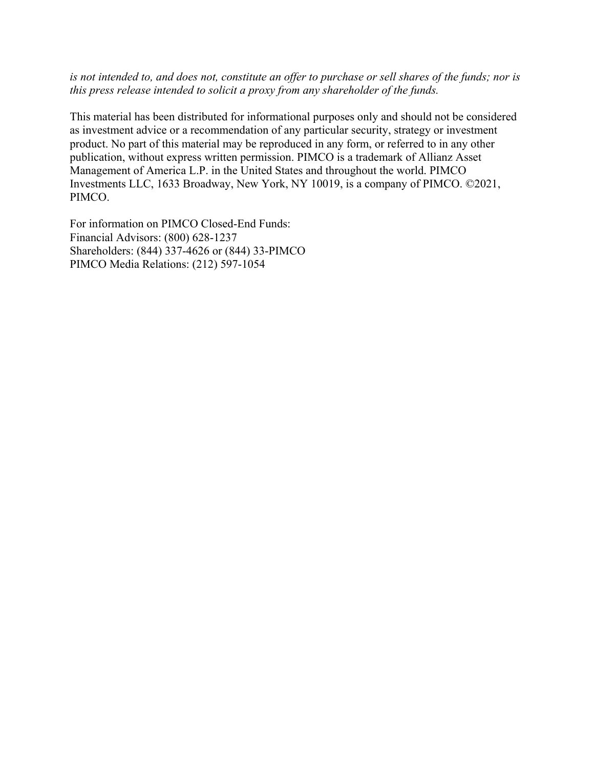*is not intended to, and does not, constitute an offer to purchase or sell shares of the funds; nor is this press release intended to solicit a proxy from any shareholder of the funds.*

This material has been distributed for informational purposes only and should not be considered as investment advice or a recommendation of any particular security, strategy or investment product. No part of this material may be reproduced in any form, or referred to in any other publication, without express written permission. PIMCO is a trademark of Allianz Asset Management of America L.P. in the United States and throughout the world. PIMCO Investments LLC, 1633 Broadway, New York, NY 10019, is a company of PIMCO. ©2021, PIMCO.

For information on PIMCO Closed-End Funds:
Financial Advisors: (800) 628-1237
Shareholders: (844) 337-4626 or (844) 33-PIMCO
PIMCO Media Relations: (212) 597-1054